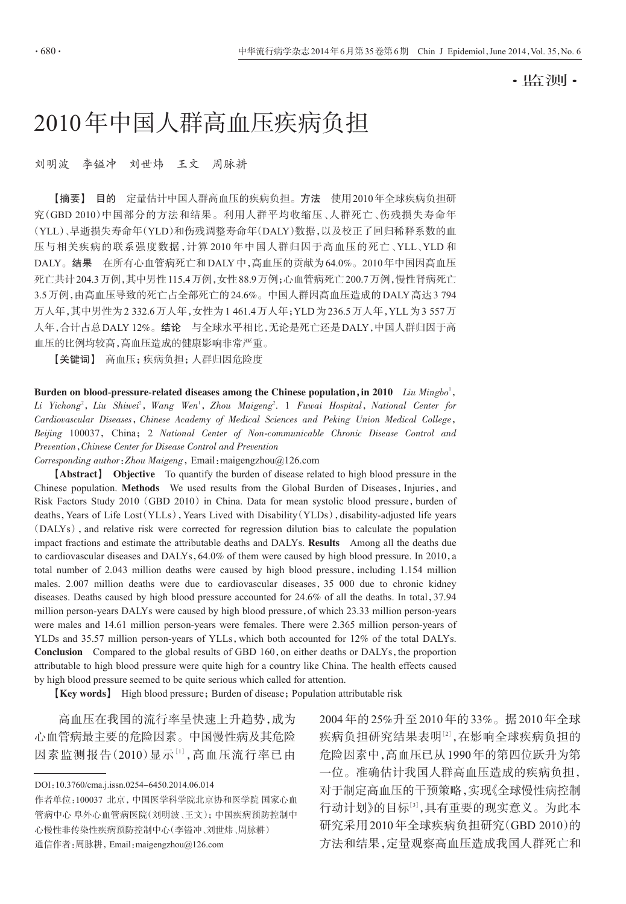·监测·

# 2010年中国人群高血压疾病负担

刘明波　李镒冲　刘世炜　王文　周脉耕

【摘要】 **目的**　定量估计中国人群高血压的疾病负担。**方法**　使用2010年全球疾病负担研究（GBD 2010）中国部分的方法和结果。利用人群平均收缩压、人群死亡、伤残损失寿命年（YLL）、早逝损失寿命年（YLD）和伤残调整寿命年（DALY）数据，以及校正了回归稀释系数的血压与相关疾病的联系强度数据，计算2010年中国人群归因于高血压的死亡、YLL、YLD和DALY。**结果**　在所有心血管病死亡和DALY中，高血压的贡献为64.0%。2010年中国因高血压死亡共计204.3万例，其中男性115.4万例，女性88.9万例；心血管病死亡200.7万例，慢性肾病死亡3.5万例，由高血压导致的死亡占全部死亡的24.6%。中国人群因高血压造成的DALY高达3 794万人年，其中男性为2 332.6万人年，女性为1 461.4万人年；YLD为236.5万人年，YLL为3 557万人年，合计占总DALY 12%。**结论**　与全球水平相比，无论是死亡还是DALY，中国人群归因于高血压的比例均较高，高血压造成的健康影响非常严重。

【关键词】 高血压；疾病负担；人群归因危险度

**Burden on blood-pressure-related diseases among the Chinese population, in 2010**　*Liu Mingbo*[1], *Li Yichong*[2], *Liu Shiwei*[2], *Wang Wen*[1], *Zhou Maigeng*[2]. 1 *Fuwai Hospital, National Center for Cardiovascular Diseases, Chinese Academy of Medical Sciences and Peking Union Medical College, Beijing* 100037, China; 2 *National Center of Non-communicable Chronic Disease Control and Prevention, Chinese Center for Disease Control and Prevention*

*Corresponding author: Zhou Maigeng*, Email: maigengzhou@126.com

【**Abstract**】 **Objective**　To quantify the burden of disease related to high blood pressure in the Chinese population. **Methods**　We used results from the Global Burden of Diseases, Injuries, and Risk Factors Study 2010 (GBD 2010) in China. Data for mean systolic blood pressure, burden of deaths, Years of Life Lost (YLLs), Years Lived with Disability (YLDs), disability-adjusted life years (DALYs), and relative risk were corrected for regression dilution bias to calculate the population impact fractions and estimate the attributable deaths and DALYs. **Results**　Among all the deaths due to cardiovascular diseases and DALYs, 64.0% of them were caused by high blood pressure. In 2010, a total number of 2.043 million deaths were caused by high blood pressure, including 1.154 million males. 2.007 million deaths were due to cardiovascular diseases, 35 000 due to chronic kidney diseases. Deaths caused by high blood pressure accounted for 24.6% of all the deaths. In total, 37.94 million person-years DALYs were caused by high blood pressure, of which 23.33 million person-years were males and 14.61 million person-years were females. There were 2.365 million person-years of YLDs and 35.57 million person-years of YLLs, which both accounted for 12% of the total DALYs. **Conclusion**　Compared to the global results of GBD 160, on either deaths or DALYs, the proportion attributable to high blood pressure were quite high for a country like China. The health effects caused by high blood pressure seemed to be quite serious which called for attention.

【**Key words**】 High blood pressure; Burden of disease; Population attributable risk

高血压在我国的流行率呈快速上升趋势，成为心血管病最主要的危险因素。中国慢性病及其危险因素监测报告（2010）显示[1]，高血压流行率已由2004年的25%升至2010年的33%。据2010年全球疾病负担研究结果表明[2]，在影响全球疾病负担的危险因素中，高血压已从1990年的第四位跃升为第一位。准确估计我国人群高血压造成的疾病负担，对于制定高血压的干预策略，实现《全球慢性病控制行动计划》的目标[3]，具有重要的现实意义。为此本研究采用2010年全球疾病负担研究（GBD 2010）的方法和结果，定量观察高血压造成我国人群死亡和

---

DOI：10.3760/cma.j.issn.0254-6450.2014.06.014

作者单位：100037 北京，中国医学科学院北京协和医学院 国家心血管病中心 阜外心血管病医院（刘明波、王文）；中国疾病预防控制中心慢性非传染性疾病预防控制中心（李镒冲、刘世炜、周脉耕）

通信作者：周脉耕，Email：maigengzhou@126.com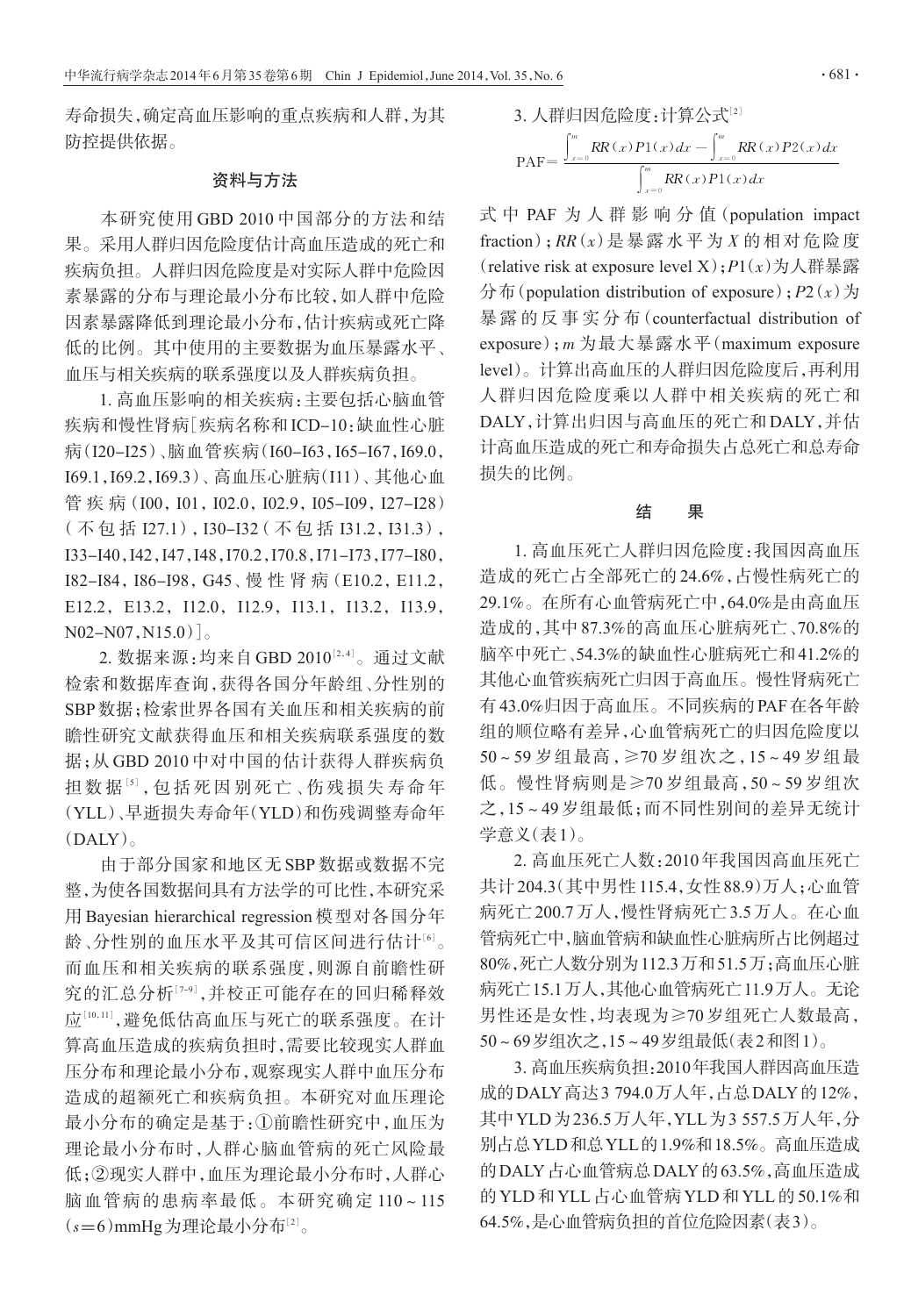寿命损失，确定高血压影响的重点疾病和人群，为其防控提供依据。

## 资料与方法

本研究使用GBD 2010中国部分的方法和结果。采用人群归因危险度估计高血压造成的死亡和疾病负担。人群归因危险度是对实际人群中危险因素暴露的分布与理论最小分布比较，如人群中危险因素暴露降低到理论最小分布，估计疾病或死亡降低的比例。其中使用的主要数据为血压暴露水平、血压与相关疾病的联系强度以及人群疾病负担。

1. 高血压影响的相关疾病：主要包括心脑血管疾病和慢性肾病[疾病名称和ICD-10：缺血性心脏病（I20-I25）、脑血管疾病（I60-I63，I65-I67，I69.0，I69.1，I69.2，I69.3）、高血压心脏病（I11）、其他心血管疾病（I00，I01，I02.0，I02.9，I05-I09，I27-I28）（不包括I27.1），I30-I32（不包括I31.2，I31.3），I33-I40，I42，I47，I48，I70.2，I70.8，I71-I73，I77-I80，I82-I84，I86-I98，G45、慢性肾病（E10.2，E11.2，E12.2，E13.2，I12.0，I12.9，I13.1，I13.2，I13.9，N02-N07，N15.0）]。

2. 数据来源：均来自GBD 2010[2-4]。通过文献检索和数据库查询，获得各国分年龄组、分性别的SBP数据；检索世界各国有关血压和相关疾病的前瞻性研究文献获得血压和相关疾病联系强度的数据；从GBD 2010中对中国的估计获得人群疾病负担数据[5]，包括死因别死亡、伤残损失寿命年（YLL）、早逝损失寿命年（YLD）和伤残调整寿命年（DALY）。

由于部分国家和地区无SBP数据或数据不完整，为使各国数据间具有方法学的可比性，本研究采用Bayesian hierarchical regression模型对各国分年龄、分性别的血压水平及其可信区间进行估计[6]。而血压和相关疾病的联系强度，则源自前瞻性研究的汇总分析[7-9]，并校正可能存在的回归稀释效应[10,11]，避免低估高血压与死亡的联系强度。在计算高血压造成的疾病负担时，需要比较现实人群血压分布和理论最小分布，观察现实人群中血压分布造成的超额死亡和疾病负担。本研究对血压理论最小分布的确定是基于：①前瞻性研究中，血压为理论最小分布时，人群心脑血管病的死亡风险最低；②现实人群中，血压为理论最小分布时，人群心脑血管病的患病率最低。本研究确定110～115（$s$=6）mmHg为理论最小分布[2]。

3. 人群归因危险度：计算公式[2]

$$\mathrm{PAF}=\frac{\int_{x=0}^{m} RR(x)P1(x)dx-\int_{x=0}^{m} RR(x)P2(x)dx}{\int_{x=0}^{m} RR(x)P1(x)dx}$$

式中PAF为人群影响分值（population impact fraction）；$RR(x)$是暴露水平为$X$的相对危险度（relative risk at exposure level X）；$P1(x)$为人群暴露分布（population distribution of exposure）；$P2(x)$为暴露的反事实分布（counterfactual distribution of exposure）；$m$为最大暴露水平（maximum exposure level）。计算出高血压的人群归因危险度后，再利用人群归因危险度乘以人群中相关疾病的死亡和DALY，计算出归因与高血压的死亡和DALY，并估计高血压造成的死亡和寿命损失占总死亡和总寿命损失的比例。

## 结　果

1. 高血压死亡人群归因危险度：我国因高血压造成的死亡占全部死亡的24.6%，占慢性病死亡的29.1%。在所有心血管病死亡中，64.0%是由高血压造成的，其中87.3%的高血压心脏病死亡、70.8%的脑卒中死亡、54.3%的缺血性心脏病死亡和41.2%的其他心血管疾病死亡归因于高血压。慢性肾病死亡有43.0%归因于高血压。不同疾病的PAF在各年龄组的顺位略有差异，心血管病死亡的归因危险度以50～59岁组最高，≥70岁组次之，15～49岁组最低。慢性肾病则是≥70岁组最高，50～59岁组次之，15～49岁组最低；而不同性别间的差异无统计学意义（表1）。

2. 高血压死亡人数：2010年我国因高血压死亡共计204.3（其中男性115.4，女性88.9）万人；心血管病死亡200.7万人，慢性肾病死亡3.5万人。在心血管病死亡中，脑血管病和缺血性心脏病所占比例超过80%，死亡人数分别为112.3万和51.5万；高血压心脏病死亡15.1万人，其他心血管病死亡11.9万人。无论男性还是女性，均表现为≥70岁组死亡人数最高，50～69岁组次之，15～49岁组最低（表2和图1）。

3. 高血压疾病负担：2010年我国人群因高血压造成的DALY高达3 794.0万人年，占总DALY的12%，其中YLD为236.5万人年，YLL为3 557.5万人年，分别占总YLD和总YLL的1.9%和18.5%。高血压造成的DALY占心血管病总DALY的63.5%，高血压造成的YLD和YLL占心血管病YLD和YLL的50.1%和64.5%，是心血管病负担的首位危险因素（表3）。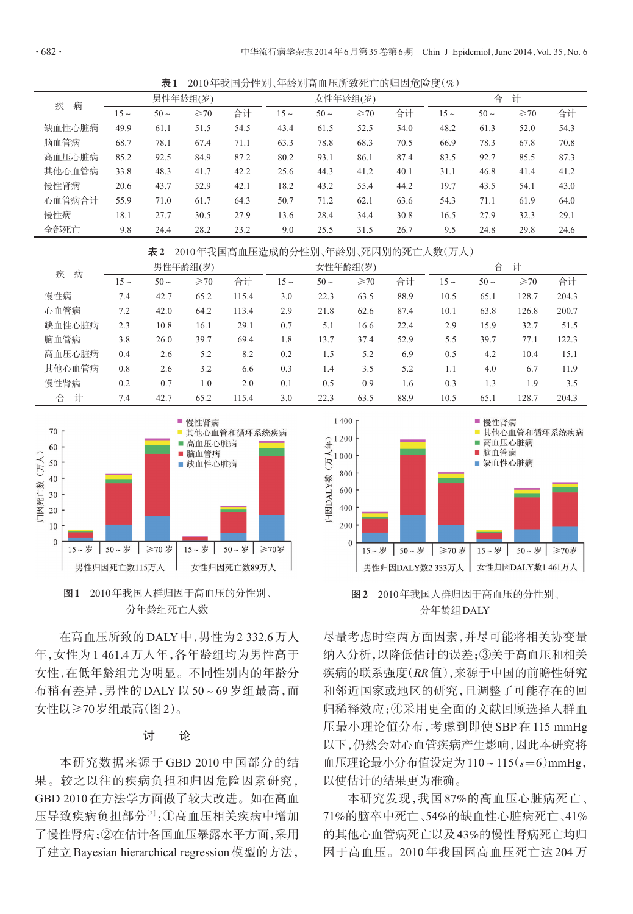**表1** 2010年我国分性别、年龄别高血压所致死亡的归因危险度（%）

| 疾 病 | 男性年龄组(岁) | | | | 女性年龄组(岁) | | | | 合 计 | | | |
|---|---|---|---|---|---|---|---|---|---|---|---|---|
| | 15～ | 50～ | ≥70 | 合计 | 15～ | 50～ | ≥70 | 合计 | 15～ | 50～ | ≥70 | 合计 |
| 缺血性心脏病 | 49.9 | 61.1 | 51.5 | 54.5 | 43.4 | 61.5 | 52.5 | 54.0 | 48.2 | 61.3 | 52.0 | 54.3 |
| 脑血管病 | 68.7 | 78.1 | 67.4 | 71.1 | 63.3 | 78.8 | 68.3 | 70.5 | 66.9 | 78.3 | 67.8 | 70.8 |
| 高血压心脏病 | 85.2 | 92.5 | 84.9 | 87.2 | 80.2 | 93.1 | 86.1 | 87.4 | 83.5 | 92.7 | 85.5 | 87.3 |
| 其他心血管病 | 33.8 | 48.3 | 41.7 | 42.2 | 25.6 | 44.3 | 41.2 | 40.1 | 31.1 | 46.8 | 41.4 | 41.2 |
| 慢性肾病 | 20.6 | 43.7 | 52.9 | 42.1 | 18.2 | 43.2 | 55.4 | 44.2 | 19.7 | 43.5 | 54.1 | 43.0 |
| 心血管病合计 | 55.9 | 71.0 | 61.7 | 64.3 | 50.7 | 71.2 | 62.1 | 63.6 | 54.3 | 71.1 | 61.9 | 64.0 |
| 慢性病 | 18.1 | 27.7 | 30.5 | 27.9 | 13.6 | 28.4 | 34.4 | 30.8 | 16.5 | 27.9 | 32.3 | 29.1 |
| 全部死亡 | 9.8 | 24.4 | 28.2 | 23.2 | 9.0 | 25.5 | 31.5 | 26.7 | 9.5 | 24.8 | 29.8 | 24.6 |

**表2** 2010年我国高血压造成的分性别、年龄别、死因别的死亡人数（万人）

| 疾 病 | 男性年龄组(岁) | | | | 女性年龄组(岁) | | | | 合 计 | | | |
|---|---|---|---|---|---|---|---|---|---|---|---|---|
| | 15～ | 50～ | ≥70 | 合计 | 15～ | 50～ | ≥70 | 合计 | 15～ | 50～ | ≥70 | 合计 |
| 慢性病 | 7.4 | 42.7 | 65.2 | 115.4 | 3.0 | 22.3 | 63.5 | 88.9 | 10.5 | 65.1 | 128.7 | 204.3 |
| 心血管病 | 7.2 | 42.0 | 64.2 | 113.4 | 2.9 | 21.8 | 62.6 | 87.4 | 10.1 | 63.8 | 126.8 | 200.7 |
| 缺血性心脏病 | 2.3 | 10.8 | 16.1 | 29.1 | 0.7 | 5.1 | 16.6 | 22.4 | 2.9 | 15.9 | 32.7 | 51.5 |
| 脑血管病 | 3.8 | 26.0 | 39.7 | 69.4 | 1.8 | 13.7 | 37.4 | 52.9 | 5.5 | 39.7 | 77.1 | 122.3 |
| 高血压心脏病 | 0.4 | 2.6 | 5.2 | 8.2 | 0.2 | 1.5 | 5.2 | 6.9 | 0.5 | 4.2 | 10.4 | 15.1 |
| 其他心血管病 | 0.8 | 2.6 | 3.2 | 6.6 | 0.3 | 1.4 | 3.5 | 5.2 | 1.1 | 4.0 | 6.7 | 11.9 |
| 慢性肾病 | 0.2 | 0.7 | 1.0 | 2.0 | 0.1 | 0.5 | 0.9 | 1.6 | 0.3 | 1.3 | 1.9 | 3.5 |
| 合 计 | 7.4 | 42.7 | 65.2 | 115.4 | 3.0 | 22.3 | 63.5 | 88.9 | 10.5 | 65.1 | 128.7 | 204.3 |

**图1** 2010年我国人群归因于高血压的分性别、分年龄组死亡人数

**图2** 2010年我国人群归因于高血压的分性别、分年龄组DALY

在高血压所致的DALY中，男性为2 332.6万人年，女性为1 461.4万人年，各年龄组均为男性高于女性，在低年龄组尤为明显。不同性别内的年龄分布稍有差异，男性的DALY以50～69岁组最高，而女性以≥70岁组最高（图2）。

## 讨 论

本研究数据来源于GBD 2010中国部分的结果。较之以往的疾病负担和归因危险因素研究，GBD 2010在方法学方面做了较大改进。如在高血压导致疾病负担部分[2]：①高血压相关疾病中增加了慢性肾病；②在估计各国血压暴露水平方面，采用了建立Bayesian hierarchical regression模型的方法，尽量考虑时空两方面因素，并尽可能将相关协变量纳入分析，以降低估计的误差；③关于高血压和相关疾病的联系强度（*RR*值），来源于中国的前瞻性研究和邻近国家或地区的研究，且调整了可能存在的回归稀释效应；④采用更全面的文献回顾选择人群血压最小理论值分布，考虑到即使SBP在115 mmHg以下，仍然会对心血管疾病产生影响，因此本研究将血压理论最小分布值设定为110～115（$s=6$）mmHg，以使估计的结果更为准确。

本研究发现，我国87%的高血压心脏病死亡、71%的脑卒中死亡、54%的缺血性心脏病死亡、41%的其他心血管病死亡以及43%的慢性肾病死亡均归因于高血压。2010年我国因高血压死亡达204万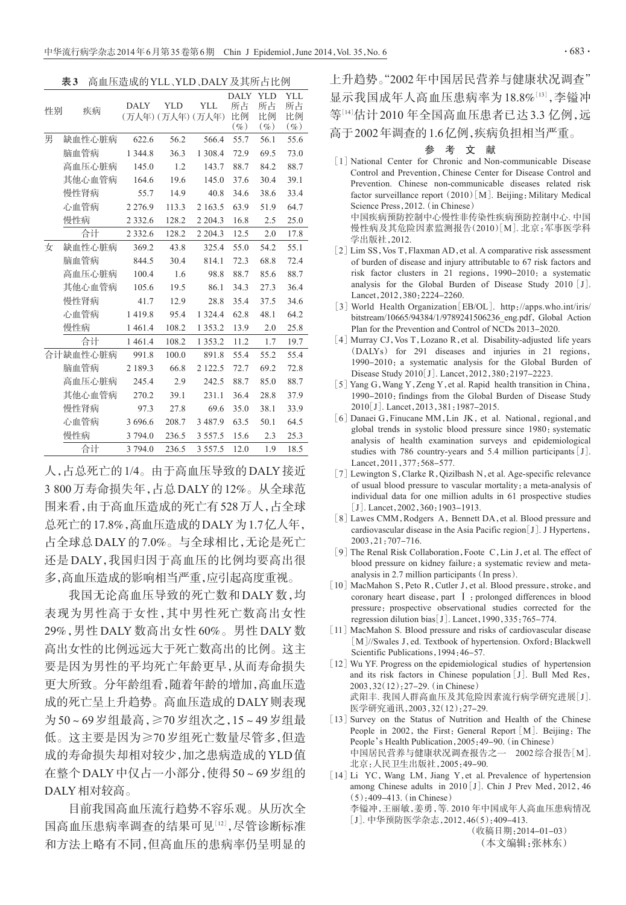表3　高血压造成的YLL、YLD、DALY及其所占比例

| 性别 | 疾病 | DALY（万人年） | YLD（万人年） | YLL（万人年） | DALY所占比例（%） | YLD所占比例（%） | YLL所占比例（%） |
|---|---|---|---|---|---|---|---|
| 男 | 缺血性心脏病 | 622.6 | 56.2 | 566.4 | 55.7 | 56.1 | 55.6 |
| | 脑血管病 | 1 344.8 | 36.3 | 1 308.4 | 72.9 | 69.5 | 73.0 |
| | 高血压心脏病 | 145.0 | 1.2 | 143.7 | 88.7 | 84.2 | 88.7 |
| | 其他心血管病 | 164.6 | 19.6 | 145.0 | 37.6 | 30.4 | 39.1 |
| | 慢性肾病 | 55.7 | 14.9 | 40.8 | 34.6 | 38.6 | 33.4 |
| | 心血管病 | 2 276.9 | 113.3 | 2 163.5 | 63.9 | 51.9 | 64.7 |
| | 慢性病 | 2 332.6 | 128.2 | 2 204.3 | 16.8 | 2.5 | 25.0 |
| | 合计 | 2 332.6 | 128.2 | 2 204.3 | 12.5 | 2.0 | 17.8 |
| 女 | 缺血性心脏病 | 369.2 | 43.8 | 325.4 | 55.0 | 54.2 | 55.1 |
| | 脑血管病 | 844.5 | 30.4 | 814.1 | 72.3 | 68.8 | 72.4 |
| | 高血压心脏病 | 100.4 | 1.6 | 98.8 | 88.7 | 85.6 | 88.7 |
| | 其他心血管病 | 105.6 | 19.5 | 86.1 | 34.3 | 27.3 | 36.4 |
| | 慢性肾病 | 41.7 | 12.9 | 28.8 | 35.4 | 37.5 | 34.6 |
| | 心血管病 | 1 419.8 | 95.4 | 1 324.4 | 62.8 | 48.1 | 64.2 |
| | 慢性病 | 1 461.4 | 108.2 | 1 353.2 | 13.9 | 2.0 | 25.8 |
| | 合计 | 1 461.4 | 108.2 | 1 353.2 | 11.2 | 1.7 | 19.7 |
| 合计 | 缺血性心脏病 | 991.8 | 100.0 | 891.8 | 55.4 | 55.2 | 55.4 |
| | 脑血管病 | 2 189.3 | 66.8 | 2 122.5 | 72.7 | 69.2 | 72.8 |
| | 高血压心脏病 | 245.4 | 2.9 | 242.5 | 88.7 | 85.0 | 88.7 |
| | 其他心血管病 | 270.2 | 39.1 | 231.1 | 36.4 | 28.8 | 37.9 |
| | 慢性肾病 | 97.3 | 27.8 | 69.6 | 35.0 | 38.1 | 33.9 |
| | 心血管病 | 3 696.6 | 208.7 | 3 487.9 | 63.5 | 50.1 | 64.5 |
| | 慢性病 | 3 794.0 | 236.5 | 3 557.5 | 15.6 | 2.3 | 25.3 |
| | 合计 | 3 794.0 | 236.5 | 3 557.5 | 12.0 | 1.9 | 18.5 |

人，占总死亡的1/4。由于高血压导致的DALY接近3 800万寿命损失年，占总DALY的12%。从全球范围来看，由于高血压造成的死亡有528万人，占全球总死亡的17.8%，高血压造成的DALY为1.7亿人年，占全球总DALY的7.0%。与全球相比，无论是死亡还是DALY，我国归因于高血压的比例均要高出很多，高血压造成的影响相当严重，应引起高度重视。

我国无论高血压导致的死亡数和DALY数，均表现为男性高于女性，其中男性死亡数高出女性29%，男性DALY数高出女性60%。男性DALY数高出女性的比例远远大于死亡数高出的比例。这主要是因为男性的平均死亡年龄更早，从而寿命损失更大所致。分年龄组看，随着年龄的增加，高血压造成的死亡呈上升趋势。高血压造成的DALY则表现为50～69岁组最高，≥70岁组次之，15～49岁组最低。这主要是因为≥70岁组死亡数量尽管多，但造成的寿命损失却相对较少，加之患病造成的YLD值在整个DALY中仅占一小部分，使得50～69岁组的DALY相对较高。

目前我国高血压流行趋势不容乐观。从历次全国高血压患病率调查的结果可见[12]，尽管诊断标准和方法上略有不同，但高血压的患病率仍呈明显的上升趋势。"2002年中国居民营养与健康状况调查"显示我国成年人高血压患病率为18.8%[13]，李镒冲等[14]估计2010年全国高血压患者已达3.3亿例，远高于2002年调查的1.6亿例，疾病负担相当严重。

## 参 考 文 献

[1] National Center for Chronic and Non-communicable Disease Control and Prevention, Chinese Center for Disease Control and Prevention. Chinese non-communicable diseases related risk factor surveillance report (2010)[M]. Beijing: Military Medical Science Press, 2012. (in Chinese)
中国疾病预防控制中心慢性非传染性疾病预防控制中心. 中国慢性病及其危险因素监测报告(2010)[M]. 北京：军事医学科学出版社，2012.

[2] Lim SS, Vos T, Flaxman AD, et al. A comparative risk assessment of burden of disease and injury attributable to 67 risk factors and risk factor clusters in 21 regions, 1990–2010: a systematic analysis for the Global Burden of Disease Study 2010[J]. Lancet, 2012, 380: 2224–2260.

[3] World Health Organization[EB/OL]. http://apps.who.int/iris/bitstream/10665/94384/1/9789241506236_eng.pdf, Global Action Plan for the Prevention and Control of NCDs 2013–2020.

[4] Murray CJ, Vos T, Lozano R, et al. Disability-adjusted life years (DALYs) for 291 diseases and injuries in 21 regions, 1990–2010: a systematic analysis for the Global Burden of Disease Study 2010[J]. Lancet, 2012, 380: 2197–2223.

[5] Yang G, Wang Y, Zeng Y, et al. Rapid health transition in China, 1990–2010: findings from the Global Burden of Disease Study 2010[J]. Lancet, 2013, 381: 1987–2015.

[6] Danaei G, Finucane MM, Lin JK, et al. National, regional, and global trends in systolic blood pressure since 1980: systematic analysis of health examination surveys and epidemiological studies with 786 country-years and 5.4 million participants[J]. Lancet, 2011, 377: 568–577.

[7] Lewington S, Clarke R, Qizilbash N, et al. Age-specific relevance of usual blood pressure to vascular mortality: a meta-analysis of individual data for one million adults in 61 prospective studies [J]. Lancet, 2002, 360: 1903–1913.

[8] Lawes CMM, Rodgers A, Bennett DA, et al. Blood pressure and cardiovascular disease in the Asia Pacific region[J]. J Hypertens, 2003, 21: 707–716.

[9] The Renal Risk Collaboration, Foote C, Lin J, et al. The effect of blood pressure on kidney failure: a systematic review and meta-analysis in 2.7 million participants (In press).

[10] MacMahon S, Peto R, Cutler J, et al. Blood pressure, stroke, and coronary heart disease, part Ⅰ: prolonged differences in blood pressure: prospective observational studies corrected for the regression dilution bias[J]. Lancet, 1990, 335: 765–774.

[11] MacMahon S. Blood pressure and risks of cardiovascular disease [M]//Swales J, ed. Textbook of hypertension. Oxford: Blackwell Scientific Publications, 1994: 46–57.

[12] Wu YF. Progress on the epidemiological studies of hypertension and its risk factors in Chinese population[J]. Bull Med Res, 2003, 32(12): 27–29. (in Chinese)
武阳丰. 我国人群高血压及其危险因素流行病学研究进展[J]. 医学研究通讯，2003，32(12)：27–29.

[13] Survey on the Status of Nutrition and Health of the Chinese People in 2002, the First: General Report[M]. Beijing: The People's Health Publication, 2005: 49–90. (in Chinese)
中国居民营养与健康状况调查报告之一　2002综合报告[M]. 北京：人民卫生出版社，2005：49–90.

[14] Li YC, Wang LM, Jiang Y, et al. Prevalence of hypertension among Chinese adults in 2010[J]. Chin J Prev Med, 2012, 46 (5): 409–413. (in Chinese)
李镒冲，王丽敏，姜勇，等. 2010年中国成年人高血压患病情况[J]. 中华预防医学杂志，2012，46(5)：409–413.

（收稿日期：2014-01-03）
（本文编辑：张林东）